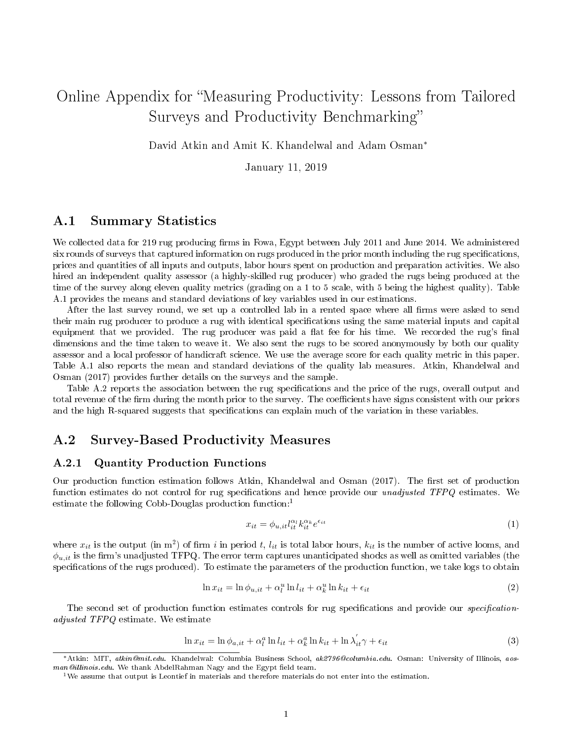# Online Appendix for "Measuring Productivity: Lessons from Tailored Surveys and Productivity Benchmarking"

David Atkin and Amit K. Khandelwal and Adam Osman[*]

January 11, 2019

## A.1 Summary Statistics

We collected data for 219 rug producing firms in Fowa, Egypt between July 2011 and June 2014. We administered six rounds of surveys that captured information on rugs produced in the prior month including the rug specifications, prices and quantities of all inputs and outputs, labor hours spent on production and preparation activities. We also hired an independent quality assessor (a highly-skilled rug producer) who graded the rugs being produced at the time of the survey along eleven quality metrics (grading on a 1 to 5 scale, with 5 being the highest quality). Table A.1 provides the means and standard deviations of key variables used in our estimations.

After the last survey round, we set up a controlled lab in a rented space where all firms were asked to send their main rug producer to produce a rug with identical specifications using the same material inputs and capital equipment that we provided. The rug producer was paid a flat fee for his time. We recorded the rug's final dimensions and the time taken to weave it. We also sent the rugs to be scored anonymously by both our quality assessor and a local professor of handicraft science. We use the average score for each quality metric in this paper. Table A.1 also reports the mean and standard deviations of the quality lab measures. Atkin, Khandelwal and Osman (2017) provides further details on the surveys and the sample.

Table A.2 reports the association between the rug specifications and the price of the rugs, overall output and total revenue of the firm during the month prior to the survey. The coefficients have signs consistent with our priors and the high R-squared suggests that specifications can explain much of the variation in these variables.

## A.2 Survey-Based Productivity Measures

### A.2.1 Quantity Production Functions

Our production function estimation follows Atkin, Khandelwal and Osman (2017). The first set of production function estimates do not control for rug specifications and hence provide our *unadjusted TFPQ* estimates. We estimate the following Cobb-Douglas production function:[1]

$$x_{it} = \phi_{u,it} l_{it}^{\alpha_l} k_{it}^{\alpha_k} e^{\epsilon_{it}} \tag{1}$$

where $x_{it}$ is the output (in m$^2$) of firm $i$ in period $t$, $l_{it}$ is total labor hours, $k_{it}$ is the number of active looms, and $\phi_{u,it}$ is the firm's unadjusted TFPQ. The error term captures unanticipated shocks as well as omitted variables (the specifications of the rugs produced). To estimate the parameters of the production function, we take logs to obtain

$$\ln x_{it} = \ln \phi_{u,it} + \alpha_l^u \ln l_{it} + \alpha_k^u \ln k_{it} + \epsilon_{it} \tag{2}$$

The second set of production function estimates controls for rug specifications and provide our *specification-adjusted TFPQ* estimate. We estimate

$$\ln x_{it} = \ln \phi_{a,it} + \alpha_l^a \ln l_{it} + \alpha_k^a \ln k_{it} + \ln \lambda_{it}^{'} \gamma + \epsilon_{it} \tag{3}$$

---

[*] Atkin: MIT, *atkin@mit.edu*. Khandelwal: Columbia Business School, *ak2796@columbia.edu*. Osman: University of Illinois, *aosman@illinois.edu*. We thank AbdelRahman Nagy and the Egypt field team.

[1] We assume that output is Leontief in materials and therefore materials do not enter into the estimation.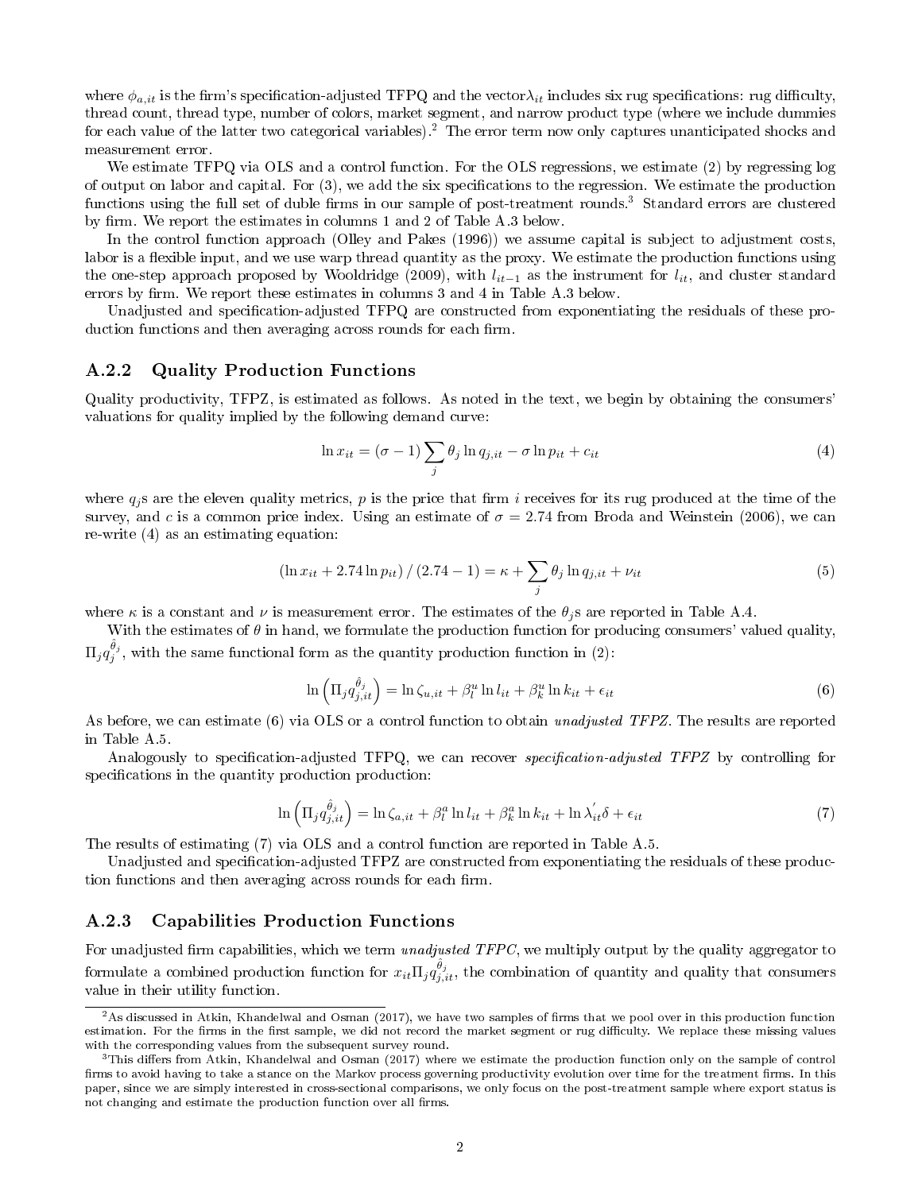where $\phi_{a,it}$ is the firm's specification-adjusted TFPQ and the vector$\lambda_{it}$ includes six rug specifications: rug difficulty, thread count, thread type, number of colors, market segment, and narrow product type (where we include dummies for each value of the latter two categorical variables).[2] The error term now only captures unanticipated shocks and measurement error.

We estimate TFPQ via OLS and a control function. For the OLS regressions, we estimate (2) by regressing log of output on labor and capital. For (3), we add the six specifications to the regression. We estimate the production functions using the full set of duble firms in our sample of post-treatment rounds.[3] Standard errors are clustered by firm. We report the estimates in columns 1 and 2 of Table A.3 below.

In the control function approach (Olley and Pakes (1996)) we assume capital is subject to adjustment costs, labor is a flexible input, and we use warp thread quantity as the proxy. We estimate the production functions using the one-step approach proposed by Wooldridge (2009), with $l_{it-1}$ as the instrument for $l_{it}$, and cluster standard errors by firm. We report these estimates in columns 3 and 4 in Table A.3 below.

Unadjusted and specification-adjusted TFPQ are constructed from exponentiating the residuals of these production functions and then averaging across rounds for each firm.

### A.2.2 Quality Production Functions

Quality productivity, TFPZ, is estimated as follows. As noted in the text, we begin by obtaining the consumers' valuations for quality implied by the following demand curve:

$$\ln x_{it} = (\sigma - 1) \sum_j \theta_j \ln q_{j,it} - \sigma \ln p_{it} + c_{it} \tag{4}$$

where $q_j$s are the eleven quality metrics, $p$ is the price that firm $i$ receives for its rug produced at the time of the survey, and $c$ is a common price index. Using an estimate of $\sigma = 2.74$ from Broda and Weinstein (2006), we can re-write (4) as an estimating equation:

$$(\ln x_{it} + 2.74 \ln p_{it}) \,/\, (2.74 - 1) = \kappa + \sum_j \theta_j \ln q_{j,it} + \nu_{it} \tag{5}$$

where $\kappa$ is a constant and $\nu$ is measurement error. The estimates of the $\theta_j$s are reported in Table A.4.

With the estimates of $\theta$ in hand, we formulate the production function for producing consumers' valued quality, $\Pi_j q_j^{\hat{\theta}_j}$, with the same functional form as the quantity production function in (2):

$$\ln \left( \Pi_j q_{j,it}^{\hat{\theta}_j} \right) = \ln \zeta_{u,it} + \beta_l^u \ln l_{it} + \beta_k^u \ln k_{it} + \epsilon_{it} \tag{6}$$

As before, we can estimate (6) via OLS or a control function to obtain *unadjusted TFPZ*. The results are reported in Table A.5.

Analogously to specification-adjusted TFPQ, we can recover *specification-adjusted TFPZ* by controlling for specifications in the quantity production production:

$$\ln \left( \Pi_j q_{j,it}^{\hat{\theta}_j} \right) = \ln \zeta_{a,it} + \beta_l^a \ln l_{it} + \beta_k^a \ln k_{it} + \ln \lambda_{it}^{'} \delta + \epsilon_{it} \tag{7}$$

The results of estimating (7) via OLS and a control function are reported in Table A.5.

Unadjusted and specification-adjusted TFPZ are constructed from exponentiating the residuals of these production functions and then averaging across rounds for each firm.

### A.2.3 Capabilities Production Functions

For unadjusted firm capabilities, which we term *unadjusted TFPC*, we multiply output by the quality aggregator to formulate a combined production function for $x_{it} \Pi_j q_{j,it}^{\hat{\theta}_j}$, the combination of quantity and quality that consumers value in their utility function.

---

[2] As discussed in Atkin, Khandelwal and Osman (2017), we have two samples of firms that we pool over in this production function estimation. For the firms in the first sample, we did not record the market segment or rug difficulty. We replace these missing values with the corresponding values from the subsequent survey round.

[3] This differs from Atkin, Khandelwal and Osman (2017) where we estimate the production function only on the sample of control firms to avoid having to take a stance on the Markov process governing productivity evolution over time for the treatment firms. In this paper, since we are simply interested in cross-sectional comparisons, we only focus on the post-treatment sample where export status is not changing and estimate the production function over all firms.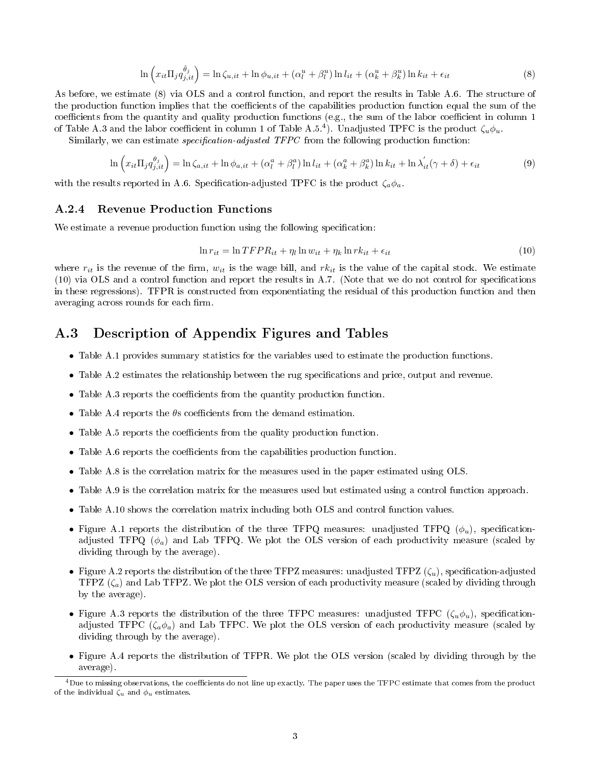$$\ln\left(x_{it}\Pi_j q_{j,it}^{\hat{\theta}_j}\right) = \ln\zeta_{u,it} + \ln\phi_{u,it} + (\alpha_l^u + \beta_l^u)\ln l_{it} + (\alpha_k^u + \beta_k^u)\ln k_{it} + \epsilon_{it} \tag{8}$$

As before, we estimate (8) via OLS and a control function, and report the results in Table A.6. The structure of the production function implies that the coefficients of the capabilities production function equal the sum of the coefficients from the quantity and quality production functions (e.g., the sum of the labor coefficient in column 1 of Table A.3 and the labor coefficient in column 1 of Table A.5.[4]). Unadjusted TPFC is the product $\zeta_u\phi_u$.

Similarly, we can estimate *specification-adjusted TFPC* from the following production function:

$$\ln\left(x_{it}\Pi_j q_{j,it}^{\theta_j}\right) = \ln\zeta_{a,it} + \ln\phi_{a,it} + (\alpha_l^a + \beta_l^a)\ln l_{it} + (\alpha_k^a + \beta_k^a)\ln k_{it} + \ln\lambda_{it}^{'}(\gamma + \delta) + \epsilon_{it} \tag{9}$$

with the results reported in A.6. Specification-adjusted TPFC is the product $\zeta_a\phi_a$.

### A.2.4 Revenue Production Functions

We estimate a revenue production function using the following specification:

$$\ln r_{it} = \ln TFPR_{it} + \eta_l \ln w_{it} + \eta_k \ln rk_{it} + \epsilon_{it} \tag{10}$$

where $r_{it}$ is the revenue of the firm, $w_{it}$ is the wage bill, and $rk_{it}$ is the value of the capital stock. We estimate (10) via OLS and a control function and report the results in A.7. (Note that we do not control for specifications in these regressions). TFPR is constructed from exponentiating the residual of this production function and then averaging across rounds for each firm.

## A.3 Description of Appendix Figures and Tables

- Table A.1 provides summary statistics for the variables used to estimate the production functions.
- Table A.2 estimates the relationship between the rug specifications and price, output and revenue.
- Table A.3 reports the coefficients from the quantity production function.
- Table A.4 reports the $\theta$s coefficients from the demand estimation.
- Table A.5 reports the coefficients from the quality production function.
- Table A.6 reports the coefficients from the capabilities production function.
- Table A.8 is the correlation matrix for the measures used in the paper estimated using OLS.
- Table A.9 is the correlation matrix for the measures used but estimated using a control function approach.
- Table A.10 shows the correlation matrix including both OLS and control function values.
- Figure A.1 reports the distribution of the three TFPQ measures: unadjusted TFPQ ($\phi_u$), specification-adjusted TFPQ ($\phi_a$) and Lab TFPQ. We plot the OLS version of each productivity measure (scaled by dividing through by the average).
- Figure A.2 reports the distribution of the three TFPZ measures: unadjusted TFPZ ($\zeta_u$), specification-adjusted TFPZ ($\zeta_a$) and Lab TFPZ. We plot the OLS version of each productivity measure (scaled by dividing through by the average).
- Figure A.3 reports the distribution of the three TFPC measures: unadjusted TFPC ($\zeta_u\phi_u$), specification-adjusted TFPC ($\zeta_a\phi_a$) and Lab TFPC. We plot the OLS version of each productivity measure (scaled by dividing through by the average).
- Figure A.4 reports the distribution of TFPR. We plot the OLS version (scaled by dividing through by the average).

[4] Due to missing observations, the coefficients do not line up exactly. The paper uses the TFPC estimate that comes from the product of the individual $\zeta_u$ and $\phi_u$ estimates.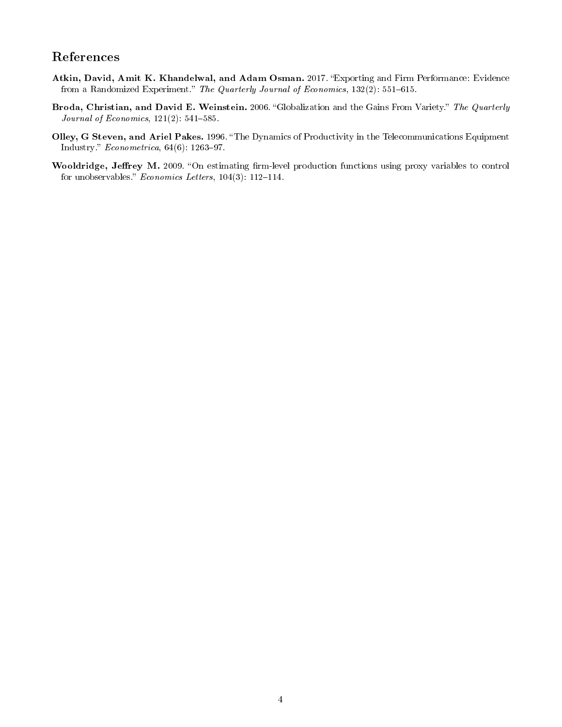## References

**Atkin, David, Amit K. Khandelwal, and Adam Osman.** 2017. "Exporting and Firm Performance: Evidence from a Randomized Experiment." *The Quarterly Journal of Economics*, 132(2): 551–615.

**Broda, Christian, and David E. Weinstein.** 2006. "Globalization and the Gains From Variety." *The Quarterly Journal of Economics*, 121(2): 541–585.

**Olley, G Steven, and Ariel Pakes.** 1996. "The Dynamics of Productivity in the Telecommunications Equipment Industry." *Econometrica*, 64(6): 1263–97.

**Wooldridge, Jeffrey M.** 2009. "On estimating firm-level production functions using proxy variables to control for unobservables." *Economics Letters*, 104(3): 112–114.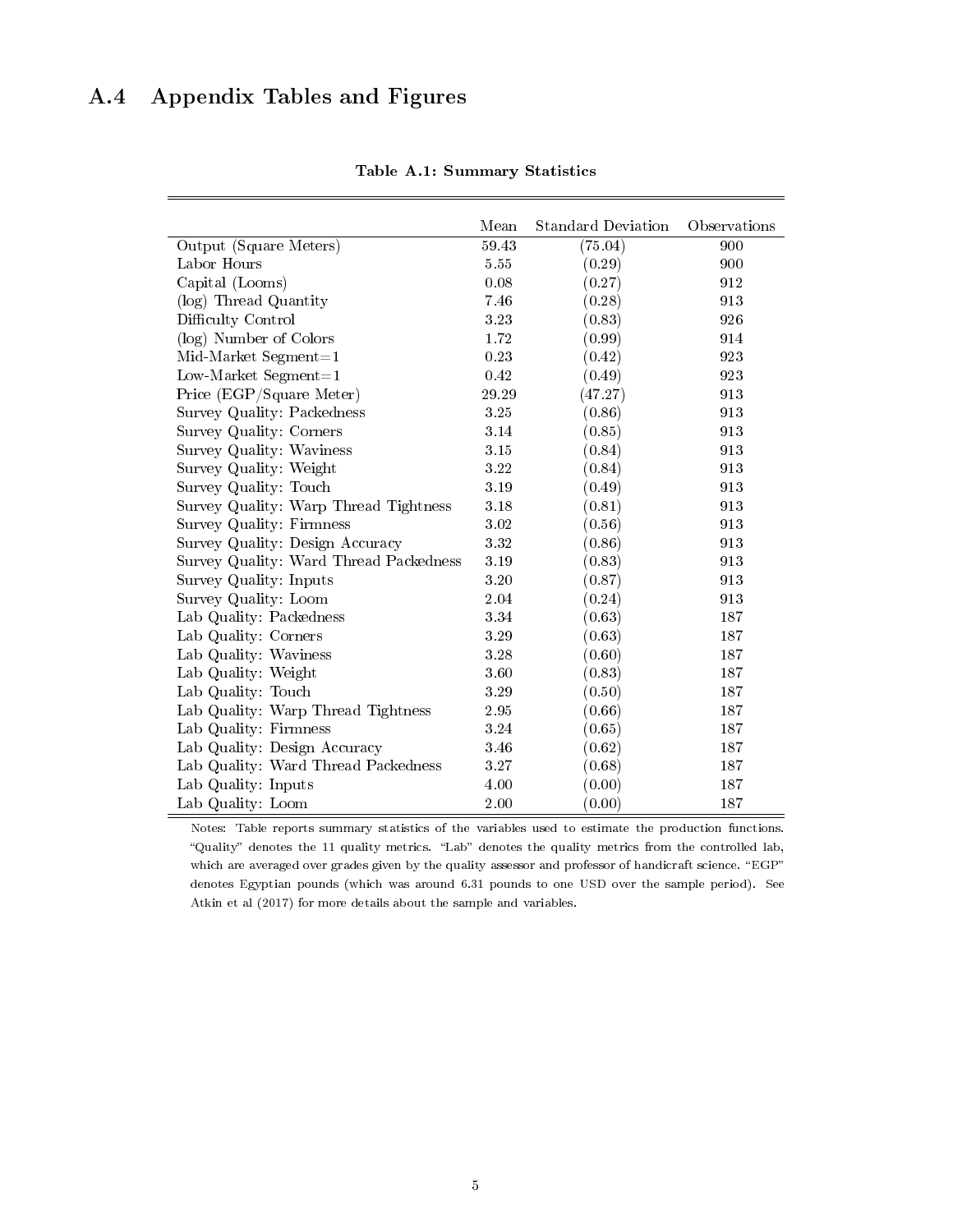## A.4 Appendix Tables and Figures

**Table A.1: Summary Statistics**

| | Mean | Standard Deviation | Observations |
|---|---|---|---|
| Output (Square Meters) | 59.43 | (75.04) | 900 |
| Labor Hours | 5.55 | (0.29) | 900 |
| Capital (Looms) | 0.08 | (0.27) | 912 |
| (log) Thread Quantity | 7.46 | (0.28) | 913 |
| Difficulty Control | 3.23 | (0.83) | 926 |
| (log) Number of Colors | 1.72 | (0.99) | 914 |
| Mid-Market Segment=1 | 0.23 | (0.42) | 923 |
| Low-Market Segment=1 | 0.42 | (0.49) | 923 |
| Price (EGP/Square Meter) | 29.29 | (47.27) | 913 |
| Survey Quality: Packedness | 3.25 | (0.86) | 913 |
| Survey Quality: Corners | 3.14 | (0.85) | 913 |
| Survey Quality: Waviness | 3.15 | (0.84) | 913 |
| Survey Quality: Weight | 3.22 | (0.84) | 913 |
| Survey Quality: Touch | 3.19 | (0.49) | 913 |
| Survey Quality: Warp Thread Tightness | 3.18 | (0.81) | 913 |
| Survey Quality: Firmness | 3.02 | (0.56) | 913 |
| Survey Quality: Design Accuracy | 3.32 | (0.86) | 913 |
| Survey Quality: Ward Thread Packedness | 3.19 | (0.83) | 913 |
| Survey Quality: Inputs | 3.20 | (0.87) | 913 |
| Survey Quality: Loom | 2.04 | (0.24) | 913 |
| Lab Quality: Packedness | 3.34 | (0.63) | 187 |
| Lab Quality: Corners | 3.29 | (0.63) | 187 |
| Lab Quality: Waviness | 3.28 | (0.60) | 187 |
| Lab Quality: Weight | 3.60 | (0.83) | 187 |
| Lab Quality: Touch | 3.29 | (0.50) | 187 |
| Lab Quality: Warp Thread Tightness | 2.95 | (0.66) | 187 |
| Lab Quality: Firmness | 3.24 | (0.65) | 187 |
| Lab Quality: Design Accuracy | 3.46 | (0.62) | 187 |
| Lab Quality: Ward Thread Packedness | 3.27 | (0.68) | 187 |
| Lab Quality: Inputs | 4.00 | (0.00) | 187 |
| Lab Quality: Loom | 2.00 | (0.00) | 187 |

Notes: Table reports summary statistics of the variables used to estimate the production functions. "Quality" denotes the 11 quality metrics. "Lab" denotes the quality metrics from the controlled lab, which are averaged over grades given by the quality assessor and professor of handicraft science. "EGP" denotes Egyptian pounds (which was around 6.31 pounds to one USD over the sample period). See Atkin et al (2017) for more details about the sample and variables.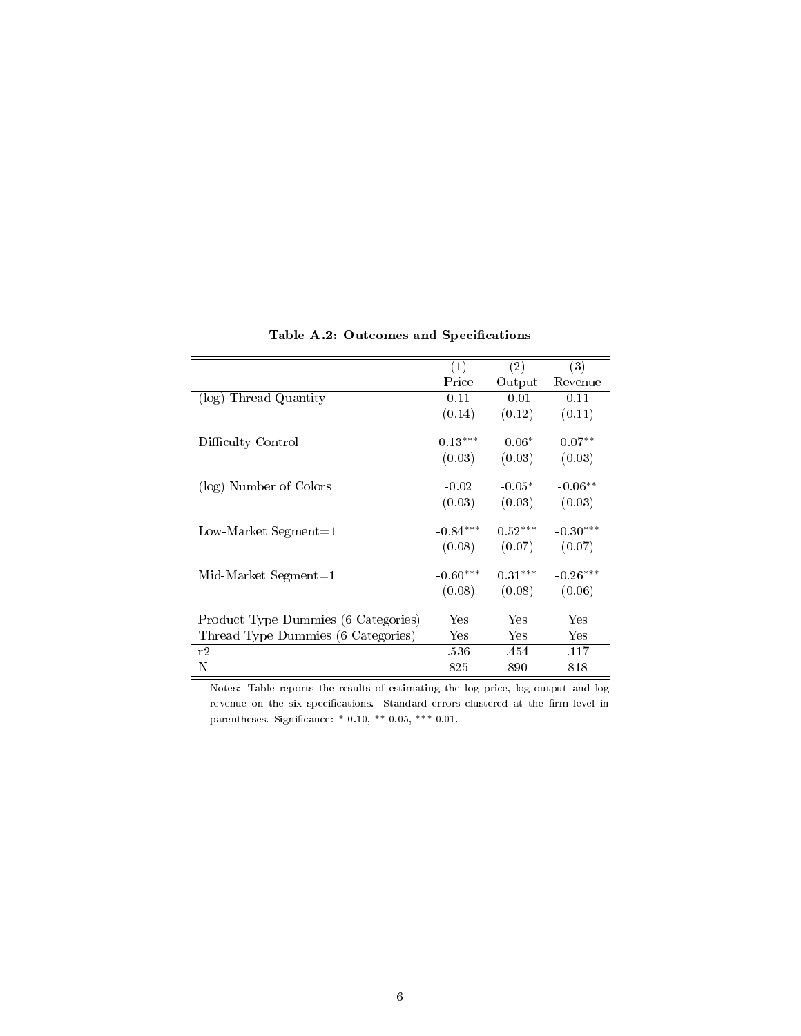**Table A.2: Outcomes and Specifications**

| | (1) Price | (2) Output | (3) Revenue |
|---|---|---|---|
| (log) Thread Quantity | 0.11 | -0.01 | 0.11 |
| | (0.14) | (0.12) | (0.11) |
| Difficulty Control | $0.13^{***}$ | $-0.06^{*}$ | $0.07^{**}$ |
| | (0.03) | (0.03) | (0.03) |
| (log) Number of Colors | -0.02 | $-0.05^{*}$ | $-0.06^{**}$ |
| | (0.03) | (0.03) | (0.03) |
| Low-Market Segment=1 | $-0.84^{***}$ | $0.52^{***}$ | $-0.30^{***}$ |
| | (0.08) | (0.07) | (0.07) |
| Mid-Market Segment=1 | $-0.60^{***}$ | $0.31^{***}$ | $-0.26^{***}$ |
| | (0.08) | (0.08) | (0.06) |
| Product Type Dummies (6 Categories) | Yes | Yes | Yes |
| Thread Type Dummies (6 Categories) | Yes | Yes | Yes |
| r2 | .536 | .454 | .117 |
| N | 825 | 890 | 818 |

Notes: Table reports the results of estimating the log price, log output and log revenue on the six specifications. Standard errors clustered at the firm level in parentheses. Significance: * 0.10, ** 0.05, *** 0.01.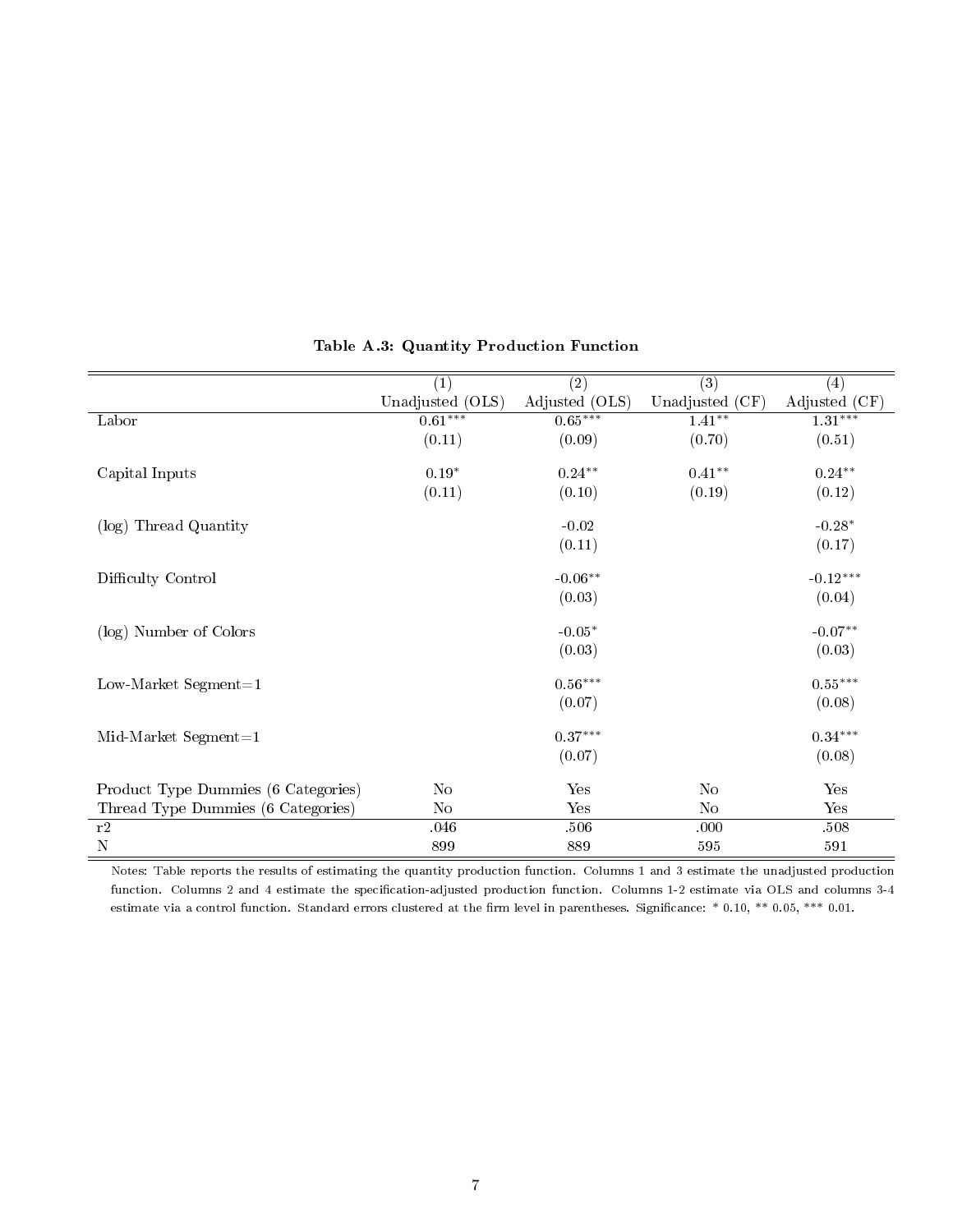**Table A.3: Quantity Production Function**

| | (1) Unadjusted (OLS) | (2) Adjusted (OLS) | (3) Unadjusted (CF) | (4) Adjusted (CF) |
|---|---|---|---|---|
| Labor | 0.61*** | 0.65*** | 1.41** | 1.31*** |
| | (0.11) | (0.09) | (0.70) | (0.51) |
| Capital Inputs | 0.19* | 0.24** | 0.41** | 0.24** |
| | (0.11) | (0.10) | (0.19) | (0.12) |
| (log) Thread Quantity | | -0.02 | | -0.28* |
| | | (0.11) | | (0.17) |
| Difficulty Control | | -0.06** | | -0.12*** |
| | | (0.03) | | (0.04) |
| (log) Number of Colors | | -0.05* | | -0.07** |
| | | (0.03) | | (0.03) |
| Low-Market Segment=1 | | 0.56*** | | 0.55*** |
| | | (0.07) | | (0.08) |
| Mid-Market Segment=1 | | 0.37*** | | 0.34*** |
| | | (0.07) | | (0.08) |
| Product Type Dummies (6 Categories) | No | Yes | No | Yes |
| Thread Type Dummies (6 Categories) | No | Yes | No | Yes |
| r2 | .046 | .506 | .000 | .508 |
| N | 899 | 889 | 595 | 591 |

Notes: Table reports the results of estimating the quantity production function. Columns 1 and 3 estimate the unadjusted production function. Columns 2 and 4 estimate the specification-adjusted production function. Columns 1-2 estimate via OLS and columns 3-4 estimate via a control function. Standard errors clustered at the firm level in parentheses. Significance: * 0.10, ** 0.05, *** 0.01.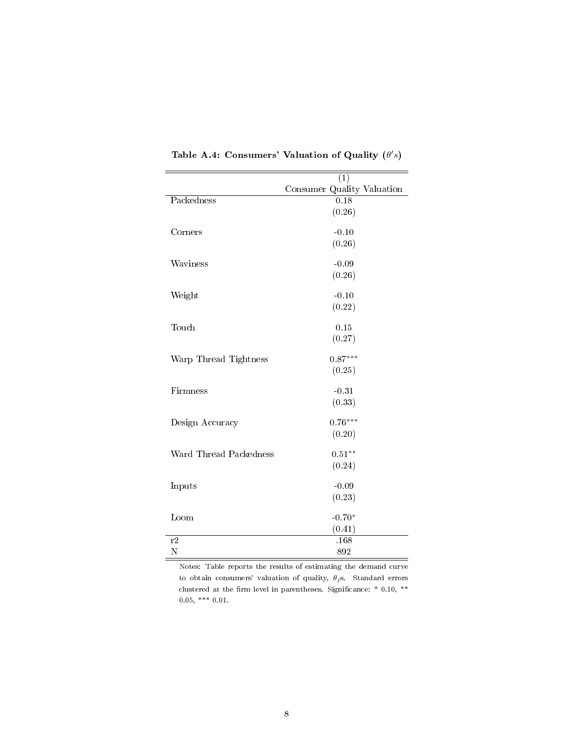**Table A.4: Consumers' Valuation of Quality ($\theta's$)**

| | (1) |
|---|---|
| | Consumer Quality Valuation |
| Packedness | 0.18 |
| | (0.26) |
| Corners | -0.10 |
| | (0.26) |
| Waviness | -0.09 |
| | (0.26) |
| Weight | -0.10 |
| | (0.22) |
| Touch | 0.15 |
| | (0.27) |
| Warp Thread Tightness | $0.87^{***}$ |
| | (0.25) |
| Firmness | -0.31 |
| | (0.33) |
| Design Accuracy | $0.76^{***}$ |
| | (0.20) |
| Ward Thread Packedness | $0.51^{**}$ |
| | (0.24) |
| Inputs | -0.09 |
| | (0.23) |
| Loom | $-0.70^{*}$ |
| | (0.41) |
| r2 | .168 |
| N | 892 |

Notes: Table reports the results of estimating the demand curve to obtain consumers' valuation of quality, $\theta_j$s. Standard errors clustered at the firm level in parentheses. Significance: * 0.10, ** 0.05, *** 0.01.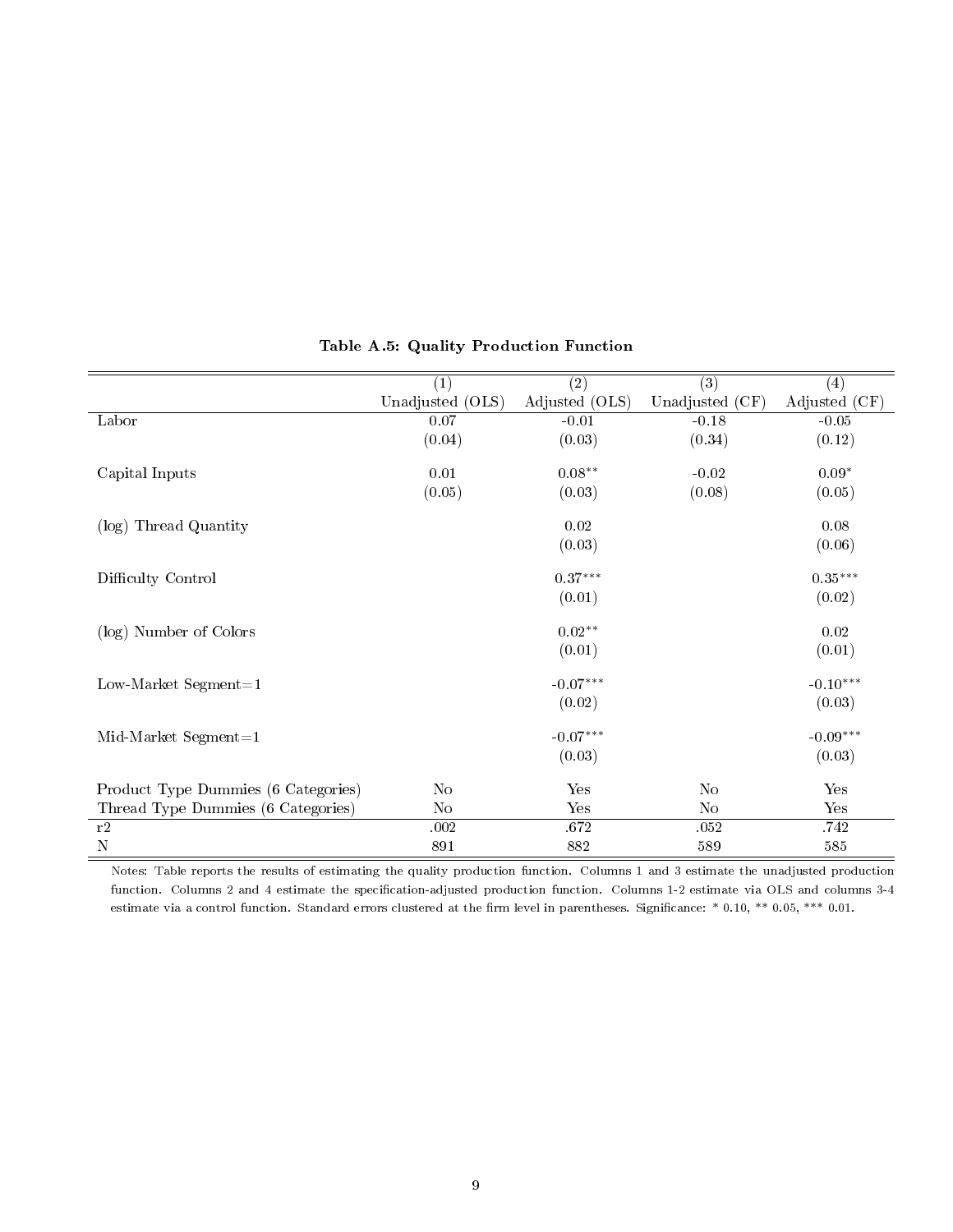**Table A.5: Quality Production Function**

| | (1) Unadjusted (OLS) | (2) Adjusted (OLS) | (3) Unadjusted (CF) | (4) Adjusted (CF) |
|---|---|---|---|---|
| Labor | 0.07 | -0.01 | -0.18 | -0.05 |
| | (0.04) | (0.03) | (0.34) | (0.12) |
| Capital Inputs | 0.01 | $0.08^{**}$ | -0.02 | $0.09^{*}$ |
| | (0.05) | (0.03) | (0.08) | (0.05) |
| (log) Thread Quantity | | 0.02 | | 0.08 |
| | | (0.03) | | (0.06) |
| Difficulty Control | | $0.37^{***}$ | | $0.35^{***}$ |
| | | (0.01) | | (0.02) |
| (log) Number of Colors | | $0.02^{**}$ | | 0.02 |
| | | (0.01) | | (0.01) |
| Low-Market Segment=1 | | $-0.07^{***}$ | | $-0.10^{***}$ |
| | | (0.02) | | (0.03) |
| Mid-Market Segment=1 | | $-0.07^{***}$ | | $-0.09^{***}$ |
| | | (0.03) | | (0.03) |
| Product Type Dummies (6 Categories) | No | Yes | No | Yes |
| Thread Type Dummies (6 Categories) | No | Yes | No | Yes |
| r2 | .002 | .672 | .052 | .742 |
| N | 891 | 882 | 589 | 585 |

Notes: Table reports the results of estimating the quality production function. Columns 1 and 3 estimate the unadjusted production function. Columns 2 and 4 estimate the specification-adjusted production function. Columns 1-2 estimate via OLS and columns 3-4 estimate via a control function. Standard errors clustered at the firm level in parentheses. Significance: * 0.10, ** 0.05, *** 0.01.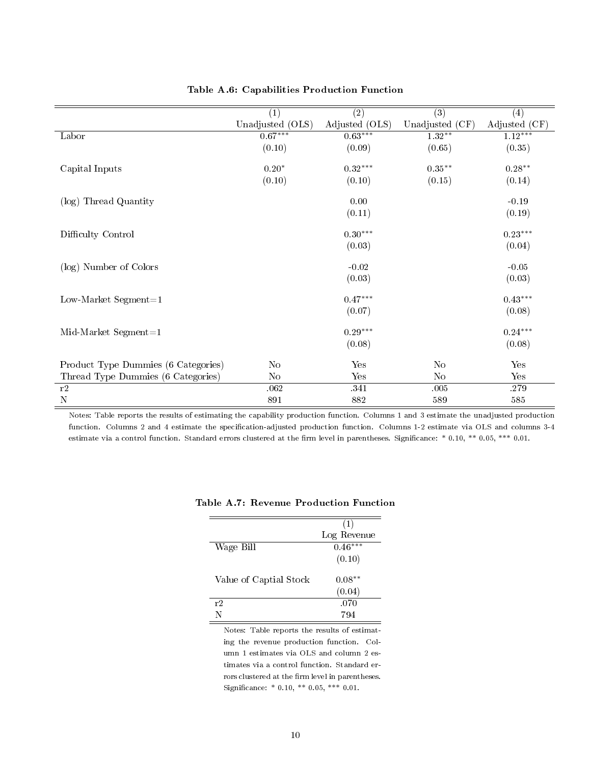**Table A.6: Capabilities Production Function**

| | (1) Unadjusted (OLS) | (2) Adjusted (OLS) | (3) Unadjusted (CF) | (4) Adjusted (CF) |
|---|---|---|---|---|
| Labor | 0.67*** | 0.63*** | 1.32** | 1.12*** |
| | (0.10) | (0.09) | (0.65) | (0.35) |
| Capital Inputs | 0.20* | 0.32*** | 0.35** | 0.28** |
| | (0.10) | (0.10) | (0.15) | (0.14) |
| (log) Thread Quantity | | 0.00 | | -0.19 |
| | | (0.11) | | (0.19) |
| Difficulty Control | | 0.30*** | | 0.23*** |
| | | (0.03) | | (0.04) |
| (log) Number of Colors | | -0.02 | | -0.05 |
| | | (0.03) | | (0.03) |
| Low-Market Segment=1 | | 0.47*** | | 0.43*** |
| | | (0.07) | | (0.08) |
| Mid-Market Segment=1 | | 0.29*** | | 0.24*** |
| | | (0.08) | | (0.08) |
| Product Type Dummies (6 Categories) | No | Yes | No | Yes |
| Thread Type Dummies (6 Categories) | No | Yes | No | Yes |
| r2 | .062 | .341 | .005 | .279 |
| N | 891 | 882 | 589 | 585 |

Notes: Table reports the results of estimating the capability production function. Columns 1 and 3 estimate the unadjusted production function. Columns 2 and 4 estimate the specification-adjusted production function. Columns 1-2 estimate via OLS and columns 3-4 estimate via a control function. Standard errors clustered at the firm level in parentheses. Significance: * 0.10, ** 0.05, *** 0.01.

**Table A.7: Revenue Production Function**

| | (1) Log Revenue |
|---|---|
| Wage Bill | 0.46*** |
| | (0.10) |
| Value of Captial Stock | 0.08** |
| | (0.04) |
| r2 | .070 |
| N | 794 |

Notes: Table reports the results of estimating the revenue production function. Column 1 estimates via OLS and column 2 estimates via a control function. Standard errors clustered at the firm level in parentheses. Significance: * 0.10, ** 0.05, *** 0.01.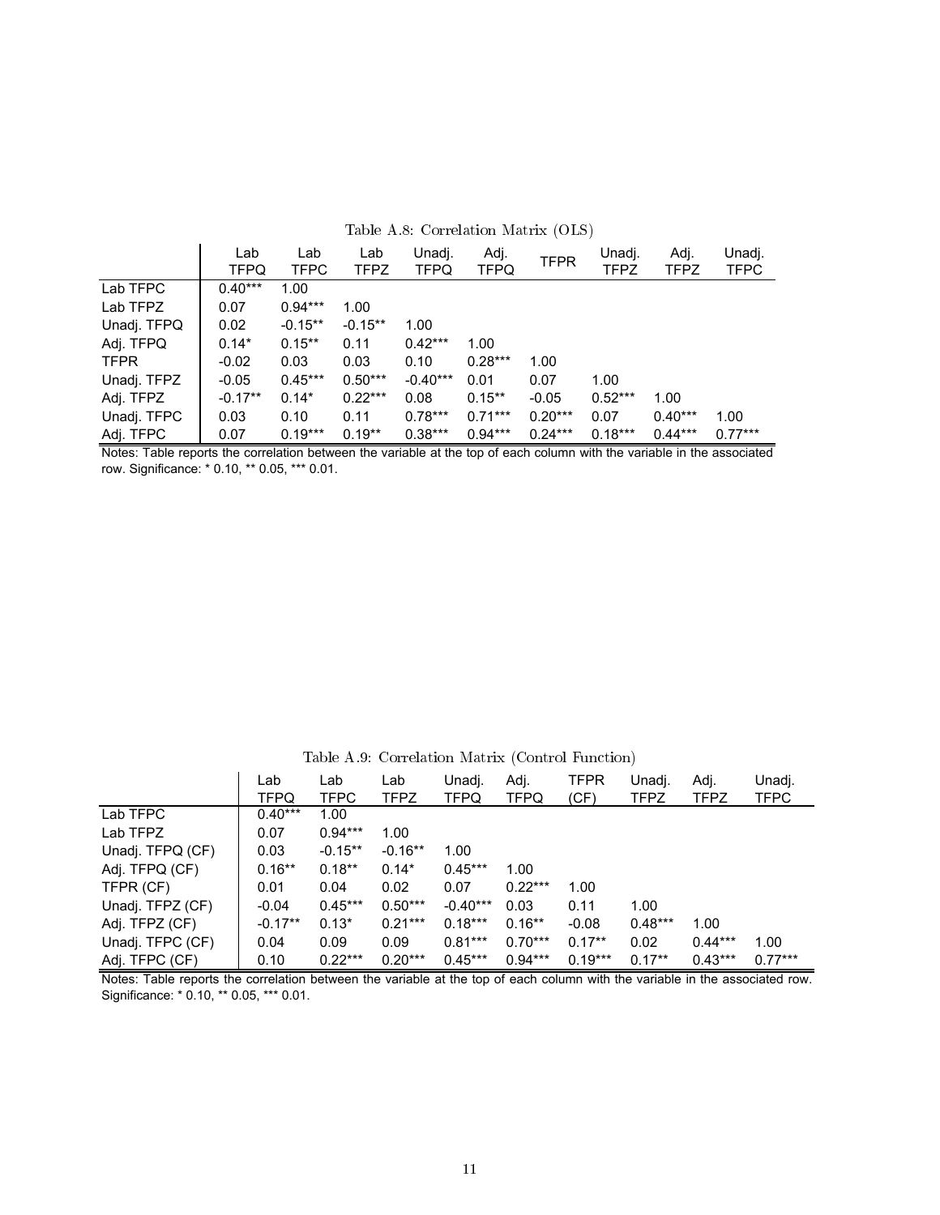Table A.8: Correlation Matrix (OLS)

| | Lab TFPQ | Lab TFPC | Lab TFPZ | Unadj. TFPQ | Adj. TFPQ | TFPR | Unadj. TFPZ | Adj. TFPZ | Unadj. TFPC |
|---|---|---|---|---|---|---|---|---|---|
| Lab TFPC | 0.40*** | 1.00 | | | | | | | |
| Lab TFPZ | 0.07 | 0.94*** | 1.00 | | | | | | |
| Unadj. TFPQ | 0.02 | -0.15** | -0.15** | 1.00 | | | | | |
| Adj. TFPQ | 0.14* | 0.15** | 0.11 | 0.42*** | 1.00 | | | | |
| TFPR | -0.02 | 0.03 | 0.03 | 0.10 | 0.28*** | 1.00 | | | |
| Unadj. TFPZ | -0.05 | 0.45*** | 0.50*** | -0.40*** | 0.01 | 0.07 | 1.00 | | |
| Adj. TFPZ | -0.17** | 0.14* | 0.22*** | 0.08 | 0.15** | -0.05 | 0.52*** | 1.00 | |
| Unadj. TFPC | 0.03 | 0.10 | 0.11 | 0.78*** | 0.71*** | 0.20*** | 0.07 | 0.40*** | 1.00 |
| Adj. TFPC | 0.07 | 0.19*** | 0.19** | 0.38*** | 0.94*** | 0.24*** | 0.18*** | 0.44*** | 0.77*** |

Notes: Table reports the correlation between the variable at the top of each column with the variable in the associated row. Significance: * 0.10, ** 0.05, *** 0.01.

Table A.9: Correlation Matrix (Control Function)

| | Lab TFPQ | Lab TFPC | Lab TFPZ | Unadj. TFPQ | Adj. TFPQ | TFPR (CF) | Unadj. TFPZ | Adj. TFPZ | Unadj. TFPC |
|---|---|---|---|---|---|---|---|---|---|
| Lab TFPC | 0.40*** | 1.00 | | | | | | | |
| Lab TFPZ | 0.07 | 0.94*** | 1.00 | | | | | | |
| Unadj. TFPQ (CF) | 0.03 | -0.15** | -0.16** | 1.00 | | | | | |
| Adj. TFPQ (CF) | 0.16** | 0.18** | 0.14* | 0.45*** | 1.00 | | | | |
| TFPR (CF) | 0.01 | 0.04 | 0.02 | 0.07 | 0.22*** | 1.00 | | | |
| Unadj. TFPZ (CF) | -0.04 | 0.45*** | 0.50*** | -0.40*** | 0.03 | 0.11 | 1.00 | | |
| Adj. TFPZ (CF) | -0.17** | 0.13* | 0.21*** | 0.18*** | 0.16** | -0.08 | 0.48*** | 1.00 | |
| Unadj. TFPC (CF) | 0.04 | 0.09 | 0.09 | 0.81*** | 0.70*** | 0.17** | 0.02 | 0.44*** | 1.00 |
| Adj. TFPC (CF) | 0.10 | 0.22*** | 0.20*** | 0.45*** | 0.94*** | 0.19*** | 0.17** | 0.43*** | 0.77*** |

Notes: Table reports the correlation between the variable at the top of each column with the variable in the associated row. Significance: * 0.10, ** 0.05, *** 0.01.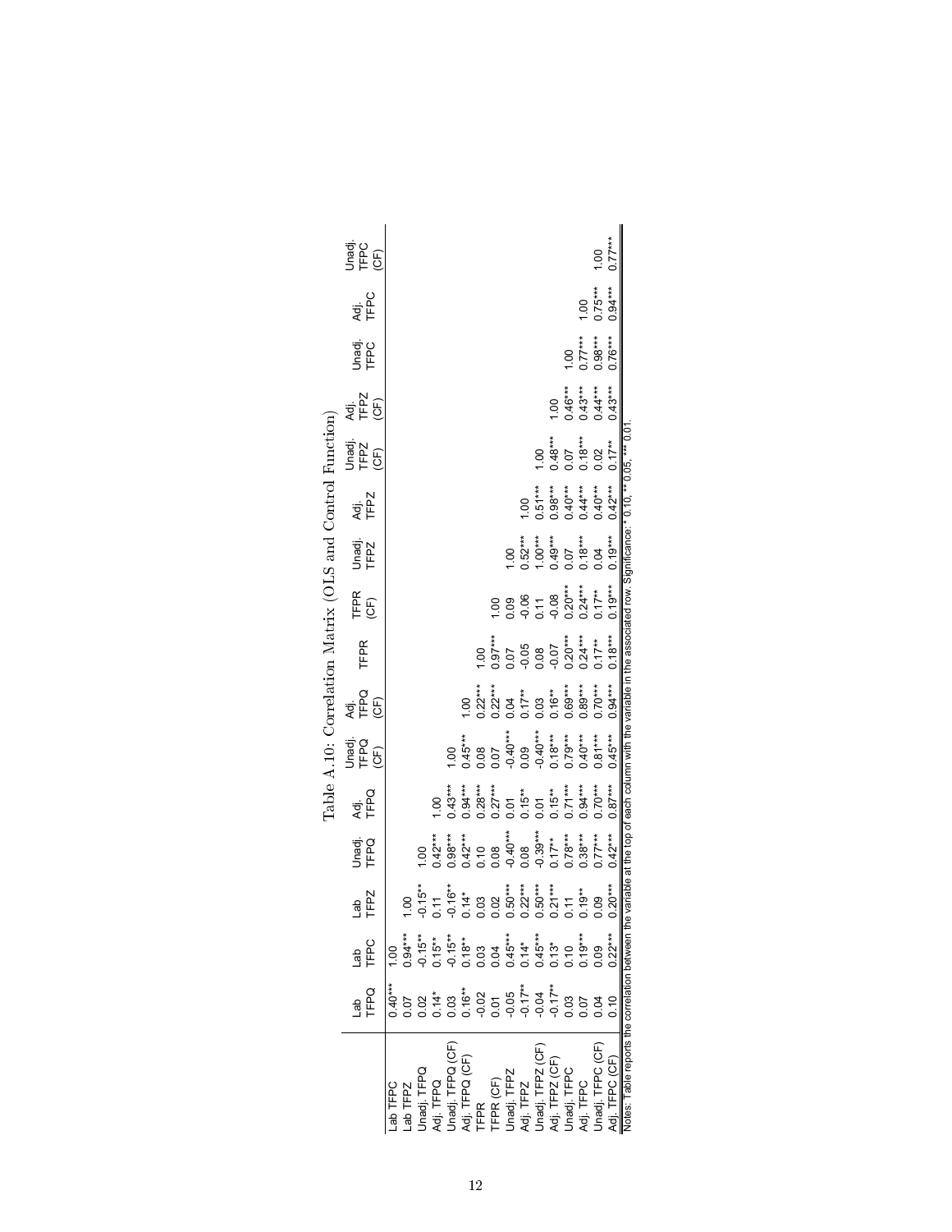Table A.10: Correlation Matrix (OLS and Control Function)

| | Lab TFPQ | Lab TFPC | Lab TFPZ | Unadj. TFPQ | Adj. TFPQ | Unadj. TFPQ (CF) | Adj. TFPQ (CF) | TFPR | TFPR (CF) | Unadj. TFPZ | Adj. TFPZ | Unadj. TFPZ (CF) | Adj. TFPZ (CF) | Unadj. TFPC | Adj. TFPC | Unadj. TFPC (CF) |
|---|---|---|---|---|---|---|---|---|---|---|---|---|---|---|---|---|
| Lab TFPC | 0.40*** | 1.00 | | | | | | | | | | | | | | |
| Lab TFPZ | 0.07 | 0.94*** | 1.00 | | | | | | | | | | | | | |
| Unadj. TFPQ | 0.02 | -0.15** | -0.15** | 1.00 | | | | | | | | | | | | |
| Adj. TFPQ | 0.14* | 0.15** | 0.11 | 0.42*** | 1.00 | | | | | | | | | | | |
| Unadj. TFPQ (CF) | 0.03 | -0.15** | -0.16** | 0.98*** | 0.43*** | 1.00 | | | | | | | | | | |
| Adj. TFPQ (CF) | 0.16** | 0.18** | 0.14* | 0.42*** | 0.94*** | 0.45*** | 1.00 | | | | | | | | | |
| TFPR | -0.02 | 0.03 | 0.03 | 0.10 | 0.28*** | 0.08 | 0.22*** | 1.00 | | | | | | | | |
| TFPR (CF) | 0.01 | 0.04 | 0.02 | 0.08 | 0.27*** | 0.07 | 0.22*** | 0.97*** | 1.00 | | | | | | | |
| Unadj. TFPZ | -0.05 | 0.45*** | 0.50*** | -0.40*** | 0.01 | -0.40*** | 0.04 | 0.07 | 0.09 | 1.00 | | | | | | |
| Adj. TFPZ | -0.17** | 0.14* | 0.22*** | 0.08 | 0.15** | 0.09 | 0.17** | -0.05 | -0.06 | 0.52*** | 1.00 | | | | | |
| Unadj. TFPZ (CF) | -0.04 | 0.45*** | 0.50*** | -0.39*** | 0.01 | -0.40*** | 0.03 | 0.08 | 0.11 | 1.00*** | 0.51*** | 1.00 | | | | |
| Adj. TFPZ (CF) | -0.17** | 0.13* | 0.21*** | 0.17** | 0.15** | 0.18*** | 0.16** | -0.07 | -0.08 | 0.49*** | 0.98*** | 0.48*** | 1.00 | | | |
| Unadj. TFPC | 0.03 | 0.10 | 0.11 | 0.78*** | 0.71*** | 0.79*** | 0.69*** | 0.20*** | 0.20*** | 0.07 | 0.40*** | 0.07 | 0.46*** | 1.00 | | |
| Adj. TFPC | 0.07 | 0.19*** | 0.19** | 0.38*** | 0.94*** | 0.40*** | 0.89*** | 0.24*** | 0.24*** | 0.18*** | 0.44*** | 0.18*** | 0.43*** | 0.77*** | 1.00 | |
| Unadj. TFPC (CF) | 0.04 | 0.09 | 0.09 | 0.77*** | 0.70*** | 0.81*** | 0.70*** | 0.17** | 0.17** | 0.04 | 0.40*** | 0.02 | 0.44*** | 0.98*** | 0.75*** | 1.00 |
| Adj. TFPC (CF) | 0.10 | 0.22*** | 0.20*** | 0.42*** | 0.87*** | 0.45*** | 0.94*** | 0.18*** | 0.19*** | 0.19*** | 0.42*** | 0.17** | 0.43*** | 0.76*** | 0.94*** | 0.77*** |

Notes: Table reports the correlation between the variable at the top of each column with the variable in the associated row. Significance: * 0.10, ** 0.05, *** 0.01.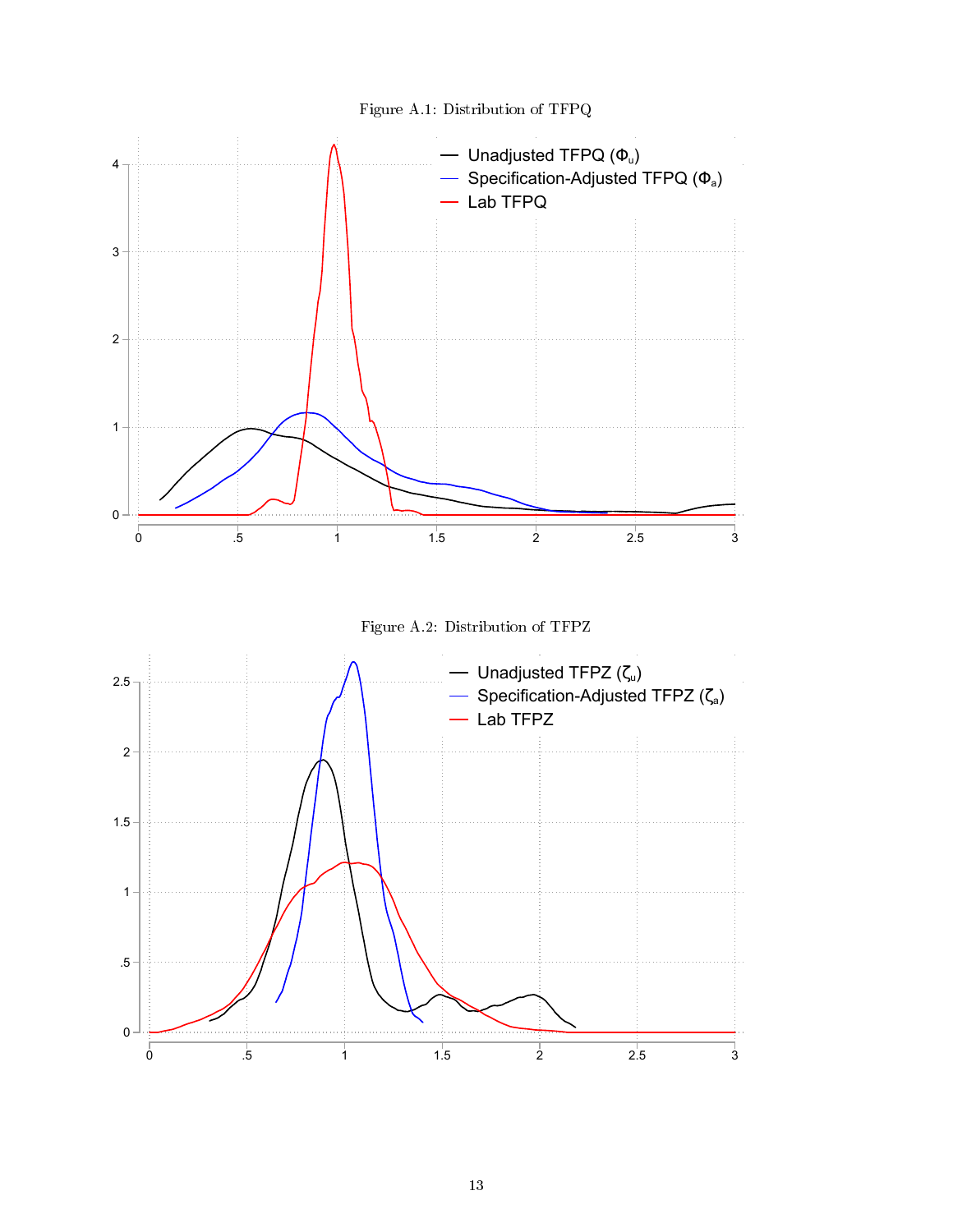Figure A.1: Distribution of TFPQ

Figure A.2: Distribution of TFPZ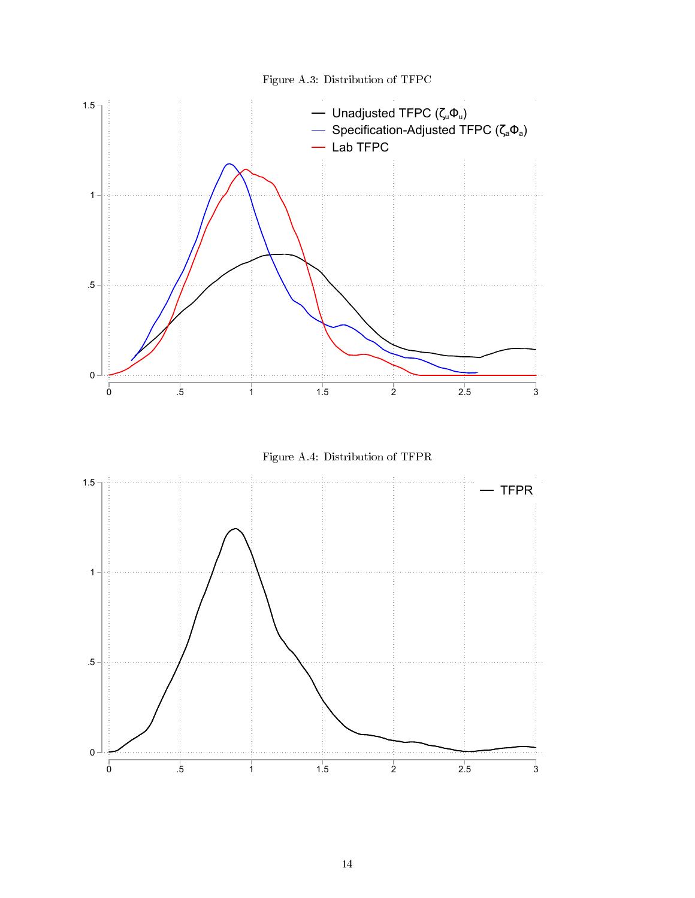Figure A.3: Distribution of TFPC

1.5

1

.5

0

0 .5 1 1.5 2 2.5 3

Unadjusted TFPC ($\zeta_u \Phi_u$)

Specification-Adjusted TFPC ($\zeta_a \Phi_a$)

Lab TFPC

Figure A.4: Distribution of TFPR

1.5

1

.5

0

0 .5 1 1.5 2 2.5 3

TFPR